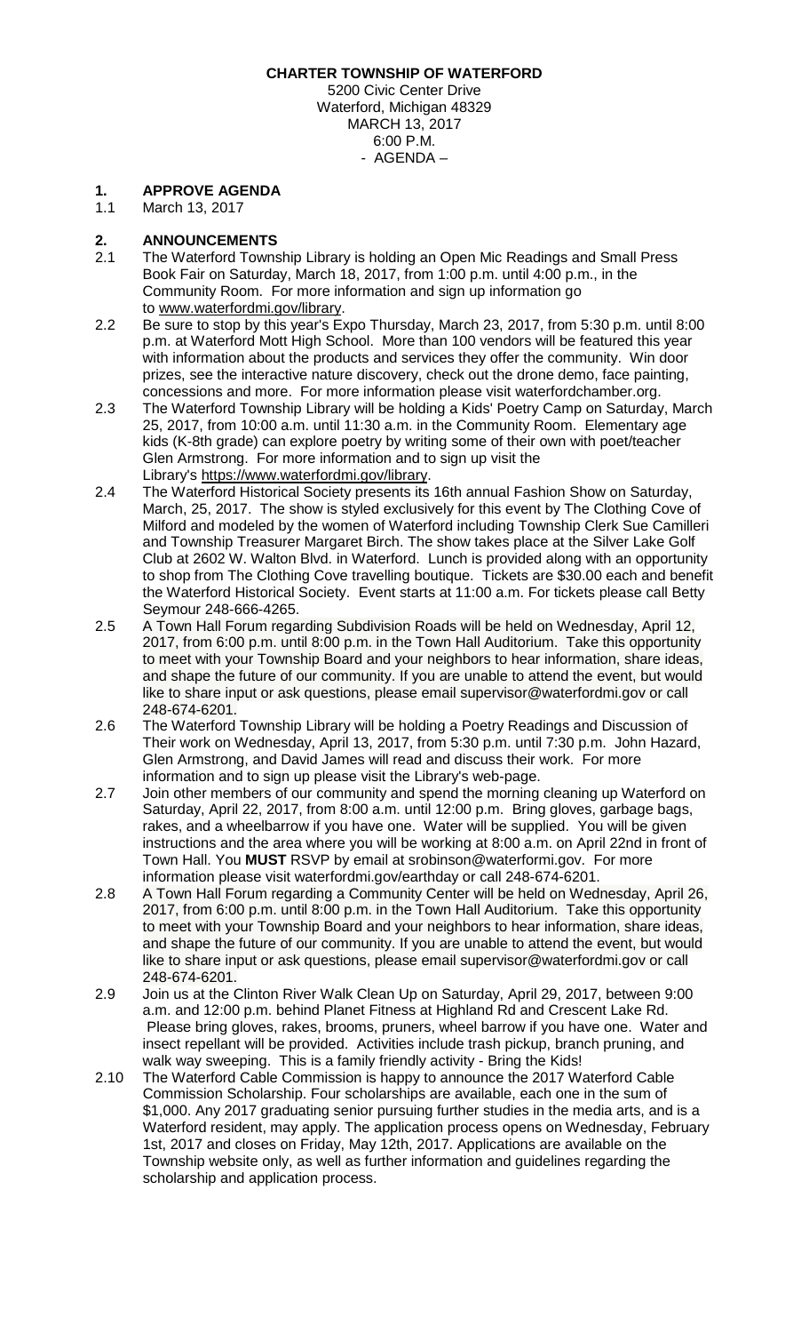**CHARTER TOWNSHIP OF WATERFORD**

5200 Civic Center Drive
Waterford, Michigan 48329
MARCH 13, 2017
6:00 P.M.
\- AGENDA –

## 1. APPROVE AGENDA

1.1 March 13, 2017

## 2. ANNOUNCEMENTS

2.1 The Waterford Township Library is holding an Open Mic Readings and Small Press Book Fair on Saturday, March 18, 2017, from 1:00 p.m. until 4:00 p.m., in the Community Room. For more information and sign up information go to www.waterfordmi.gov/library.

2.2 Be sure to stop by this year's Expo Thursday, March 23, 2017, from 5:30 p.m. until 8:00 p.m. at Waterford Mott High School. More than 100 vendors will be featured this year with information about the products and services they offer the community. Win door prizes, see the interactive nature discovery, check out the drone demo, face painting, concessions and more. For more information please visit waterfordchamber.org.

2.3 The Waterford Township Library will be holding a Kids' Poetry Camp on Saturday, March 25, 2017, from 10:00 a.m. until 11:30 a.m. in the Community Room. Elementary age kids (K-8th grade) can explore poetry by writing some of their own with poet/teacher Glen Armstrong. For more information and to sign up visit the Library's https://www.waterfordmi.gov/library.

2.4 The Waterford Historical Society presents its 16th annual Fashion Show on Saturday, March, 25, 2017. The show is styled exclusively for this event by The Clothing Cove of Milford and modeled by the women of Waterford including Township Clerk Sue Camilleri and Township Treasurer Margaret Birch. The show takes place at the Silver Lake Golf Club at 2602 W. Walton Blvd. in Waterford. Lunch is provided along with an opportunity to shop from The Clothing Cove travelling boutique. Tickets are $30.00 each and benefit the Waterford Historical Society. Event starts at 11:00 a.m. For tickets please call Betty Seymour 248-666-4265.

2.5 A Town Hall Forum regarding Subdivision Roads will be held on Wednesday, April 12, 2017, from 6:00 p.m. until 8:00 p.m. in the Town Hall Auditorium. Take this opportunity to meet with your Township Board and your neighbors to hear information, share ideas, and shape the future of our community. If you are unable to attend the event, but would like to share input or ask questions, please email supervisor@waterfordmi.gov or call 248-674-6201.

2.6 The Waterford Township Library will be holding a Poetry Readings and Discussion of Their work on Wednesday, April 13, 2017, from 5:30 p.m. until 7:30 p.m. John Hazard, Glen Armstrong, and David James will read and discuss their work. For more information and to sign up please visit the Library's web-page.

2.7 Join other members of our community and spend the morning cleaning up Waterford on Saturday, April 22, 2017, from 8:00 a.m. until 12:00 p.m. Bring gloves, garbage bags, rakes, and a wheelbarrow if you have one. Water will be supplied. You will be given instructions and the area where you will be working at 8:00 a.m. on April 22nd in front of Town Hall. You **MUST** RSVP by email at srobinson@waterformi.gov. For more information please visit waterfordmi.gov/earthday or call 248-674-6201.

2.8 A Town Hall Forum regarding a Community Center will be held on Wednesday, April 26, 2017, from 6:00 p.m. until 8:00 p.m. in the Town Hall Auditorium. Take this opportunity to meet with your Township Board and your neighbors to hear information, share ideas, and shape the future of our community. If you are unable to attend the event, but would like to share input or ask questions, please email supervisor@waterfordmi.gov or call 248-674-6201.

2.9 Join us at the Clinton River Walk Clean Up on Saturday, April 29, 2017, between 9:00 a.m. and 12:00 p.m. behind Planet Fitness at Highland Rd and Crescent Lake Rd. Please bring gloves, rakes, brooms, pruners, wheel barrow if you have one. Water and insect repellant will be provided. Activities include trash pickup, branch pruning, and walk way sweeping. This is a family friendly activity - Bring the Kids!

2.10 The Waterford Cable Commission is happy to announce the 2017 Waterford Cable Commission Scholarship. Four scholarships are available, each one in the sum of $1,000. Any 2017 graduating senior pursuing further studies in the media arts, and is a Waterford resident, may apply. The application process opens on Wednesday, February 1st, 2017 and closes on Friday, May 12th, 2017. Applications are available on the Township website only, as well as further information and guidelines regarding the scholarship and application process.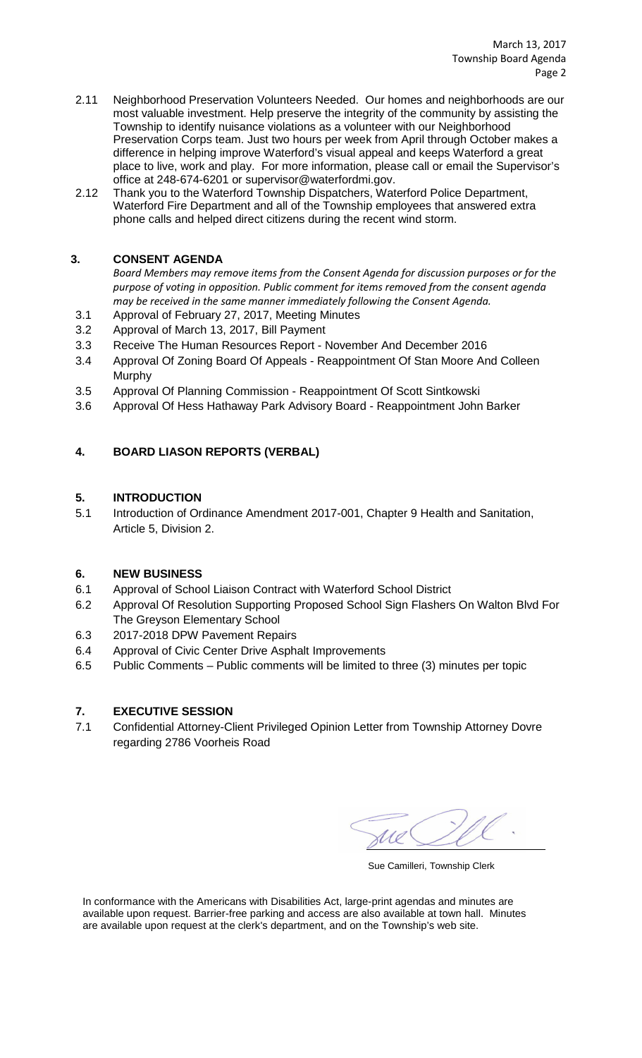2.11 Neighborhood Preservation Volunteers Needed. Our homes and neighborhoods are our most valuable investment. Help preserve the integrity of the community by assisting the Township to identify nuisance violations as a volunteer with our Neighborhood Preservation Corps team. Just two hours per week from April through October makes a difference in helping improve Waterford's visual appeal and keeps Waterford a great place to live, work and play. For more information, please call or email the Supervisor's office at 248-674-6201 or supervisor@waterfordmi.gov.

2.12 Thank you to the Waterford Township Dispatchers, Waterford Police Department, Waterford Fire Department and all of the Township employees that answered extra phone calls and helped direct citizens during the recent wind storm.

## 3. CONSENT AGENDA

*Board Members may remove items from the Consent Agenda for discussion purposes or for the purpose of voting in opposition. Public comment for items removed from the consent agenda may be received in the same manner immediately following the Consent Agenda.*

3.1 Approval of February 27, 2017, Meeting Minutes
3.2 Approval of March 13, 2017, Bill Payment
3.3 Receive The Human Resources Report - November And December 2016
3.4 Approval Of Zoning Board Of Appeals - Reappointment Of Stan Moore And Colleen Murphy
3.5 Approval Of Planning Commission - Reappointment Of Scott Sintkowski
3.6 Approval Of Hess Hathaway Park Advisory Board - Reappointment John Barker

## 4. BOARD LIASON REPORTS (VERBAL)

## 5. INTRODUCTION

5.1 Introduction of Ordinance Amendment 2017-001, Chapter 9 Health and Sanitation, Article 5, Division 2.

## 6. NEW BUSINESS

6.1 Approval of School Liaison Contract with Waterford School District
6.2 Approval Of Resolution Supporting Proposed School Sign Flashers On Walton Blvd For The Greyson Elementary School
6.3 2017-2018 DPW Pavement Repairs
6.4 Approval of Civic Center Drive Asphalt Improvements
6.5 Public Comments – Public comments will be limited to three (3) minutes per topic

## 7. EXECUTIVE SESSION

7.1 Confidential Attorney-Client Privileged Opinion Letter from Township Attorney Dovre regarding 2786 Voorheis Road

Sue Camilleri, Township Clerk

In conformance with the Americans with Disabilities Act, large-print agendas and minutes are available upon request. Barrier-free parking and access are also available at town hall. Minutes are available upon request at the clerk's department, and on the Township's web site.